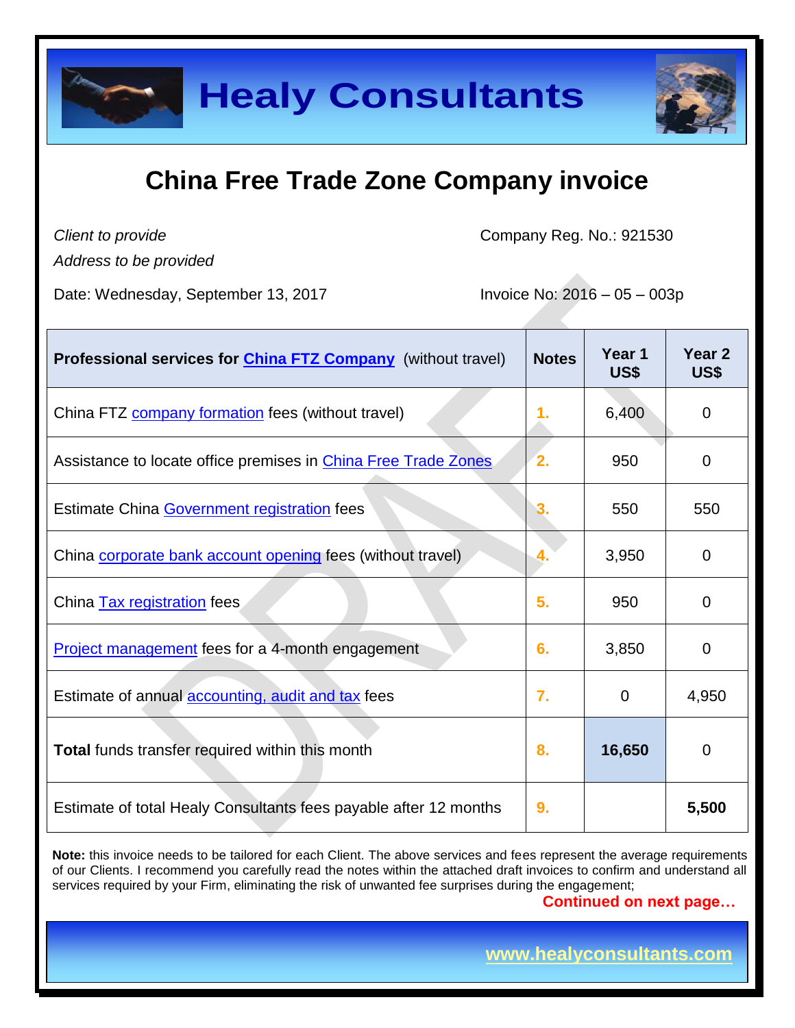# Healy Consultants

## China Free Trade Zone Company invoice

*Client to provide*
*Address to be provided*

Company Reg. No.: 921530

Date: Wednesday, September 13, 2017

Invoice No: 2016 – 05 – 003p

| **Professional services for China FTZ Company** (without travel) | **Notes** | **Year 1 US$** | **Year 2 US$** |
|---|---|---|---|
| China FTZ company formation fees (without travel) | 1. | 6,400 | 0 |
| Assistance to locate office premises in China Free Trade Zones | 2. | 950 | 0 |
| Estimate China Government registration fees | 3. | 550 | 550 |
| China corporate bank account opening fees (without travel) | 4. | 3,950 | 0 |
| China Tax registration fees | 5. | 950 | 0 |
| Project management fees for a 4-month engagement | 6. | 3,850 | 0 |
| Estimate of annual accounting, audit and tax fees | 7. | 0 | 4,950 |
| **Total** funds transfer required within this month | 8. | **16,650** | 0 |
| Estimate of total Healy Consultants fees payable after 12 months | 9. | | **5,500** |

**Note:** this invoice needs to be tailored for each Client. The above services and fees represent the average requirements of our Clients. I recommend you carefully read the notes within the attached draft invoices to confirm and understand all services required by your Firm, eliminating the risk of unwanted fee surprises during the engagement;

**Continued on next page…**

www.healyconsultants.com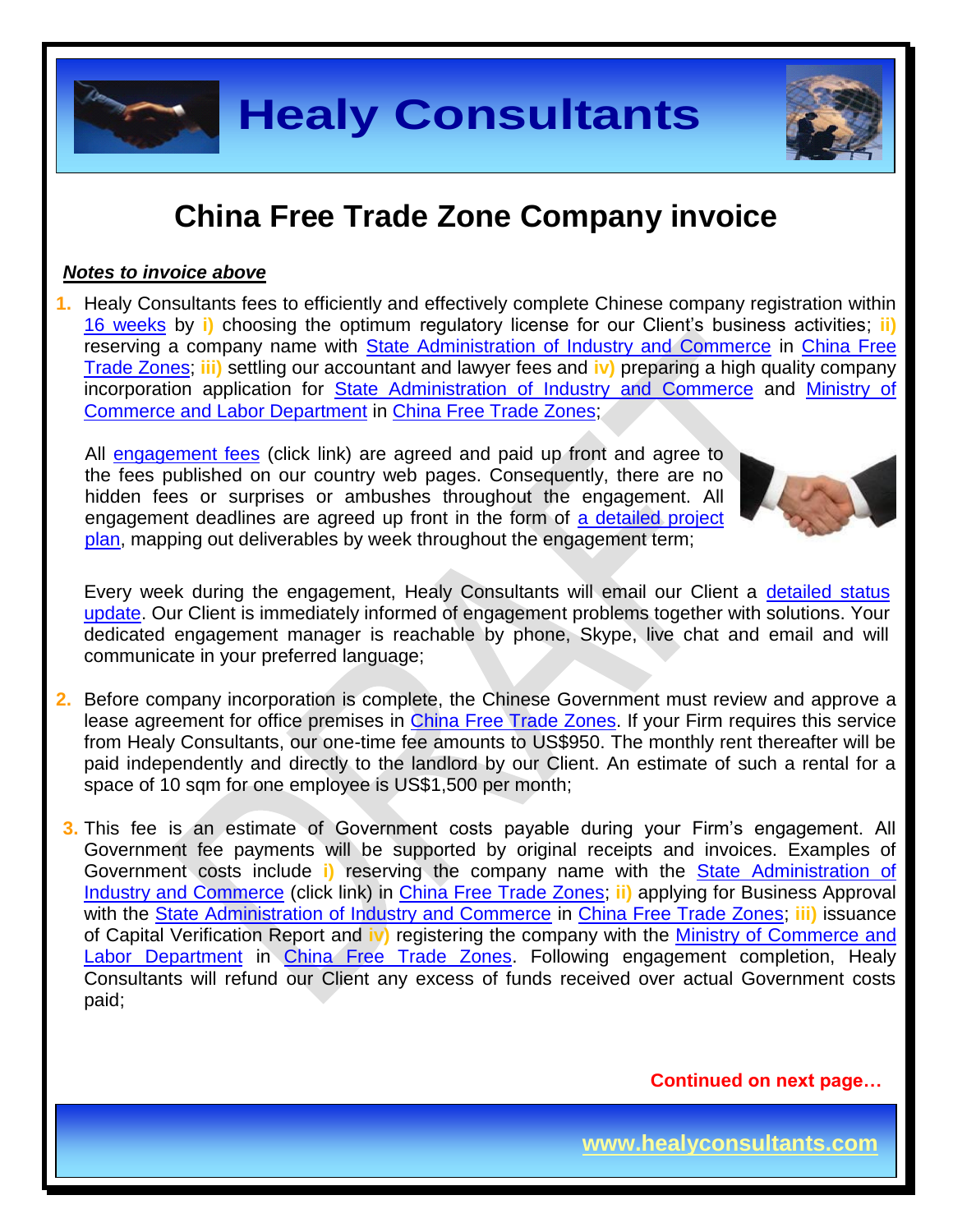# China Free Trade Zone Company invoice

***Notes to invoice above***

1. Healy Consultants fees to efficiently and effectively complete Chinese company registration within 16 weeks by **i)** choosing the optimum regulatory license for our Client's business activities; **ii)** reserving a company name with State Administration of Industry and Commerce in China Free Trade Zones; **iii)** settling our accountant and lawyer fees and **iv)** preparing a high quality company incorporation application for State Administration of Industry and Commerce and Ministry of Commerce and Labor Department in China Free Trade Zones;

   All engagement fees (click link) are agreed and paid up front and agree to the fees published on our country web pages. Consequently, there are no hidden fees or surprises or ambushes throughout the engagement. All engagement deadlines are agreed up front in the form of a detailed project plan, mapping out deliverables by week throughout the engagement term;

   Every week during the engagement, Healy Consultants will email our Client a detailed status update. Our Client is immediately informed of engagement problems together with solutions. Your dedicated engagement manager is reachable by phone, Skype, live chat and email and will communicate in your preferred language;

2. Before company incorporation is complete, the Chinese Government must review and approve a lease agreement for office premises in China Free Trade Zones. If your Firm requires this service from Healy Consultants, our one-time fee amounts to US$950. The monthly rent thereafter will be paid independently and directly to the landlord by our Client. An estimate of such a rental for a space of 10 sqm for one employee is US$1,500 per month;

3. This fee is an estimate of Government costs payable during your Firm's engagement. All Government fee payments will be supported by original receipts and invoices. Examples of Government costs include **i)** reserving the company name with the State Administration of Industry and Commerce (click link) in China Free Trade Zones; **ii)** applying for Business Approval with the State Administration of Industry and Commerce in China Free Trade Zones; **iii)** issuance of Capital Verification Report and **iv)** registering the company with the Ministry of Commerce and Labor Department in China Free Trade Zones. Following engagement completion, Healy Consultants will refund our Client any excess of funds received over actual Government costs paid;

**Continued on next page…**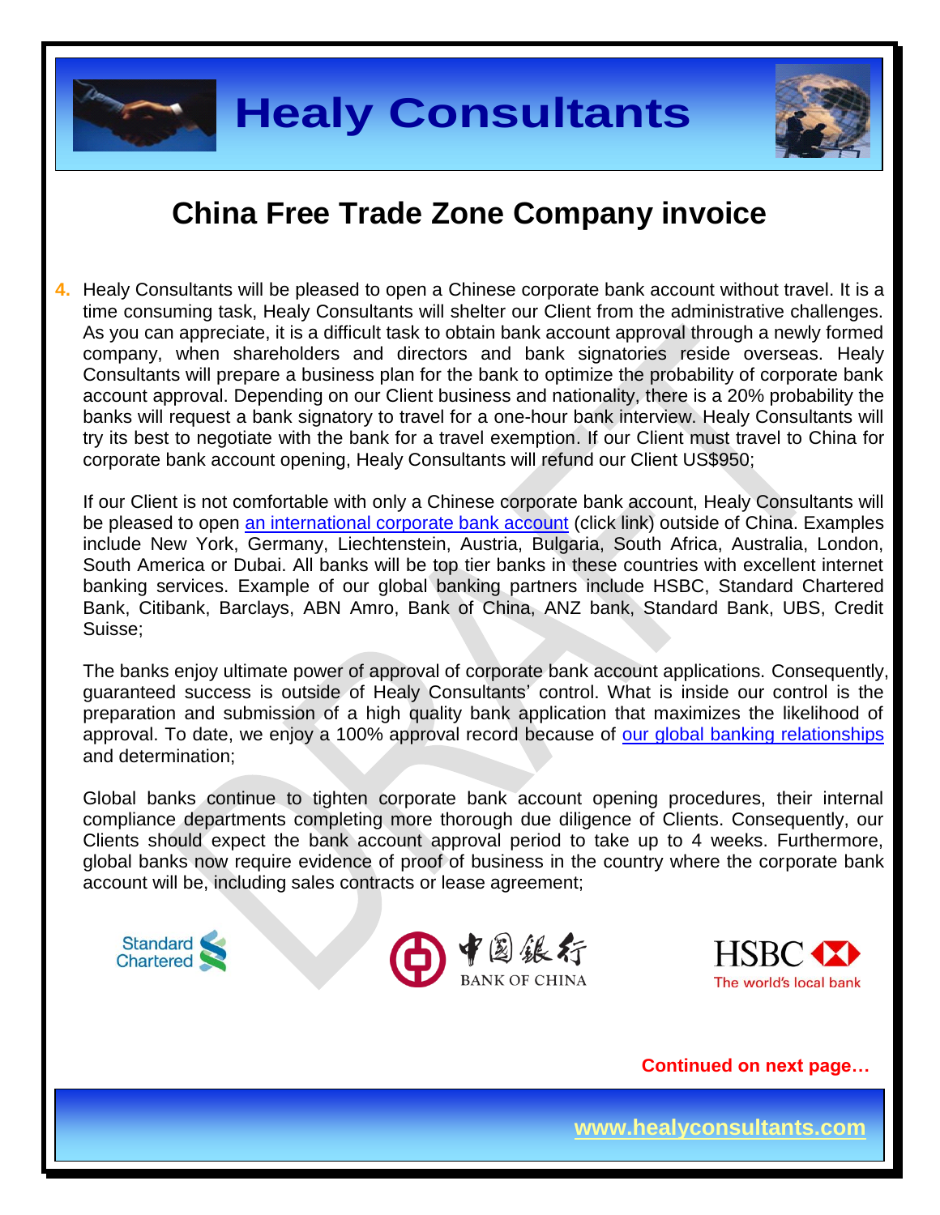## China Free Trade Zone Company invoice

4. Healy Consultants will be pleased to open a Chinese corporate bank account without travel. It is a time consuming task, Healy Consultants will shelter our Client from the administrative challenges. As you can appreciate, it is a difficult task to obtain bank account approval through a newly formed company, when shareholders and directors and bank signatories reside overseas. Healy Consultants will prepare a business plan for the bank to optimize the probability of corporate bank account approval. Depending on our Client business and nationality, there is a 20% probability the banks will request a bank signatory to travel for a one-hour bank interview. Healy Consultants will try its best to negotiate with the bank for a travel exemption. If our Client must travel to China for corporate bank account opening, Healy Consultants will refund our Client US$950;

   If our Client is not comfortable with only a Chinese corporate bank account, Healy Consultants will be pleased to open an international corporate bank account (click link) outside of China. Examples include New York, Germany, Liechtenstein, Austria, Bulgaria, South Africa, Australia, London, South America or Dubai. All banks will be top tier banks in these countries with excellent internet banking services. Example of our global banking partners include HSBC, Standard Chartered Bank, Citibank, Barclays, ABN Amro, Bank of China, ANZ bank, Standard Bank, UBS, Credit Suisse;

   The banks enjoy ultimate power of approval of corporate bank account applications. Consequently, guaranteed success is outside of Healy Consultants' control. What is inside our control is the preparation and submission of a high quality bank application that maximizes the likelihood of approval. To date, we enjoy a 100% approval record because of our global banking relationships and determination;

   Global banks continue to tighten corporate bank account opening procedures, their internal compliance departments completing more thorough due diligence of Clients. Consequently, our Clients should expect the bank account approval period to take up to 4 weeks. Furthermore, global banks now require evidence of proof of business in the country where the corporate bank account will be, including sales contracts or lease agreement;

**Continued on next page…**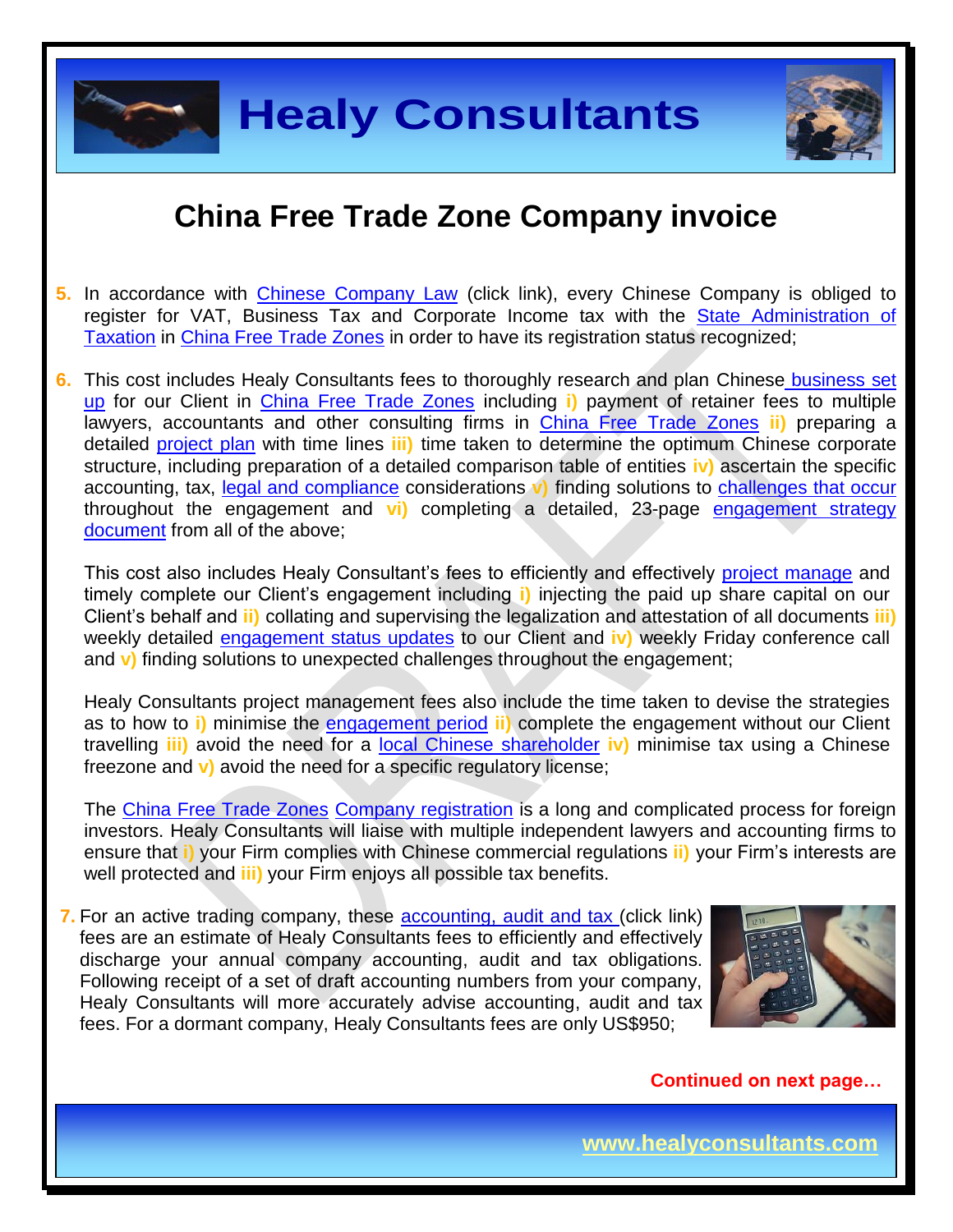# China Free Trade Zone Company invoice

5. In accordance with Chinese Company Law (click link), every Chinese Company is obliged to register for VAT, Business Tax and Corporate Income tax with the State Administration of Taxation in China Free Trade Zones in order to have its registration status recognized;

6. This cost includes Healy Consultants fees to thoroughly research and plan Chinese business set up for our Client in China Free Trade Zones including **i)** payment of retainer fees to multiple lawyers, accountants and other consulting firms in China Free Trade Zones **ii)** preparing a detailed project plan with time lines **iii)** time taken to determine the optimum Chinese corporate structure, including preparation of a detailed comparison table of entities **iv)** ascertain the specific accounting, tax, legal and compliance considerations **v)** finding solutions to challenges that occur throughout the engagement and **vi)** completing a detailed, 23-page engagement strategy document from all of the above;

   This cost also includes Healy Consultant's fees to efficiently and effectively project manage and timely complete our Client's engagement including **i)** injecting the paid up share capital on our Client's behalf and **ii)** collating and supervising the legalization and attestation of all documents **iii)** weekly detailed engagement status updates to our Client and **iv)** weekly Friday conference call and **v)** finding solutions to unexpected challenges throughout the engagement;

   Healy Consultants project management fees also include the time taken to devise the strategies as to how to **i)** minimise the engagement period **ii)** complete the engagement without our Client travelling **iii)** avoid the need for a local Chinese shareholder **iv)** minimise tax using a Chinese freezone and **v)** avoid the need for a specific regulatory license;

   The China Free Trade Zones Company registration is a long and complicated process for foreign investors. Healy Consultants will liaise with multiple independent lawyers and accounting firms to ensure that **i)** your Firm complies with Chinese commercial regulations **ii)** your Firm's interests are well protected and **iii)** your Firm enjoys all possible tax benefits.

7. For an active trading company, these accounting, audit and tax (click link) fees are an estimate of Healy Consultants fees to efficiently and effectively discharge your annual company accounting, audit and tax obligations. Following receipt of a set of draft accounting numbers from your company, Healy Consultants will more accurately advise accounting, audit and tax fees. For a dormant company, Healy Consultants fees are only US$950;

**Continued on next page…**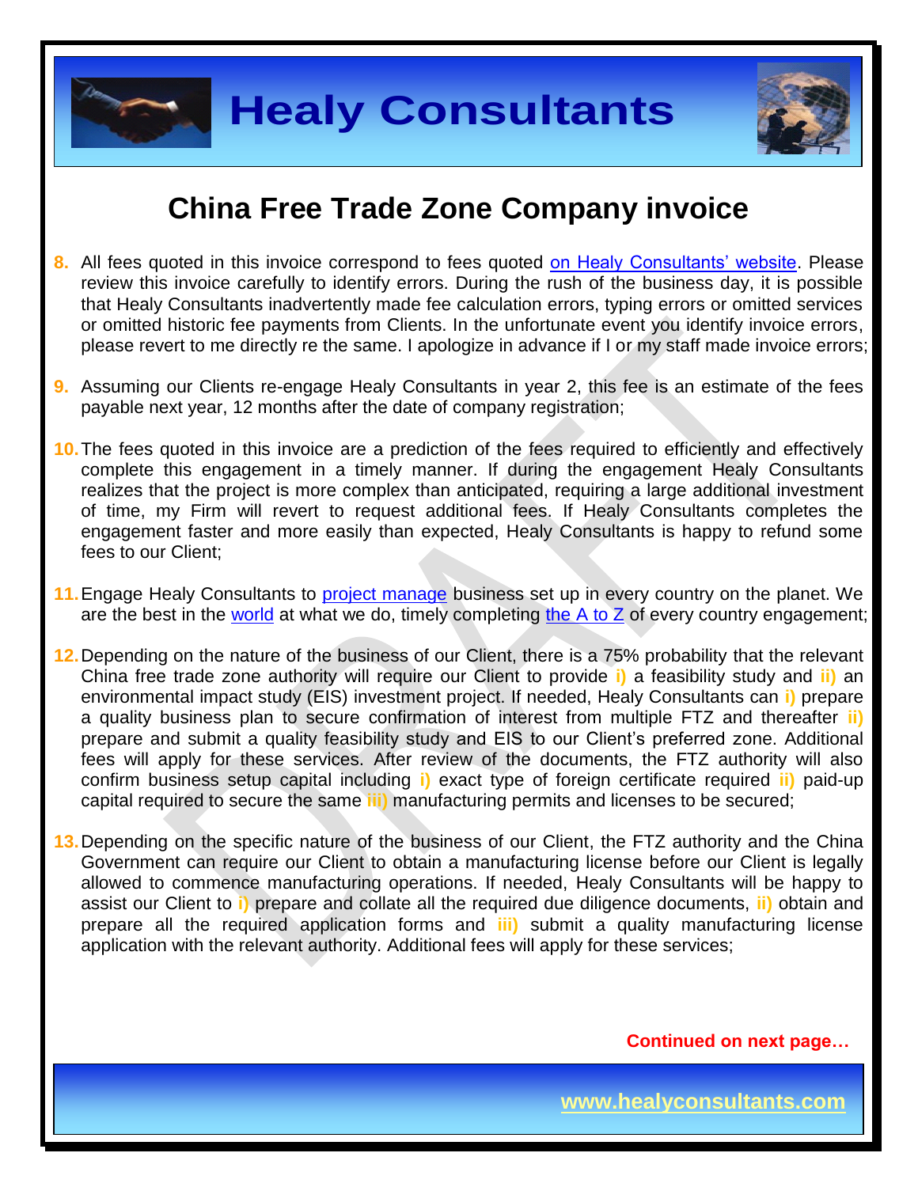# China Free Trade Zone Company invoice

8. All fees quoted in this invoice correspond to fees quoted on Healy Consultants' website. Please review this invoice carefully to identify errors. During the rush of the business day, it is possible that Healy Consultants inadvertently made fee calculation errors, typing errors or omitted services or omitted historic fee payments from Clients. In the unfortunate event you identify invoice errors, please revert to me directly re the same. I apologize in advance if I or my staff made invoice errors;

9. Assuming our Clients re-engage Healy Consultants in year 2, this fee is an estimate of the fees payable next year, 12 months after the date of company registration;

10. The fees quoted in this invoice are a prediction of the fees required to efficiently and effectively complete this engagement in a timely manner. If during the engagement Healy Consultants realizes that the project is more complex than anticipated, requiring a large additional investment of time, my Firm will revert to request additional fees. If Healy Consultants completes the engagement faster and more easily than expected, Healy Consultants is happy to refund some fees to our Client;

11. Engage Healy Consultants to project manage business set up in every country on the planet. We are the best in the world at what we do, timely completing the A to Z of every country engagement;

12. Depending on the nature of the business of our Client, there is a 75% probability that the relevant China free trade zone authority will require our Client to provide **i)** a feasibility study and **ii)** an environmental impact study (EIS) investment project. If needed, Healy Consultants can **i)** prepare a quality business plan to secure confirmation of interest from multiple FTZ and thereafter **ii)** prepare and submit a quality feasibility study and EIS to our Client's preferred zone. Additional fees will apply for these services. After review of the documents, the FTZ authority will also confirm business setup capital including **i)** exact type of foreign certificate required **ii)** paid-up capital required to secure the same **iii)** manufacturing permits and licenses to be secured;

13. Depending on the specific nature of the business of our Client, the FTZ authority and the China Government can require our Client to obtain a manufacturing license before our Client is legally allowed to commence manufacturing operations. If needed, Healy Consultants will be happy to assist our Client to **i)** prepare and collate all the required due diligence documents, **ii)** obtain and prepare all the required application forms and **iii)** submit a quality manufacturing license application with the relevant authority. Additional fees will apply for these services;

**Continued on next page…**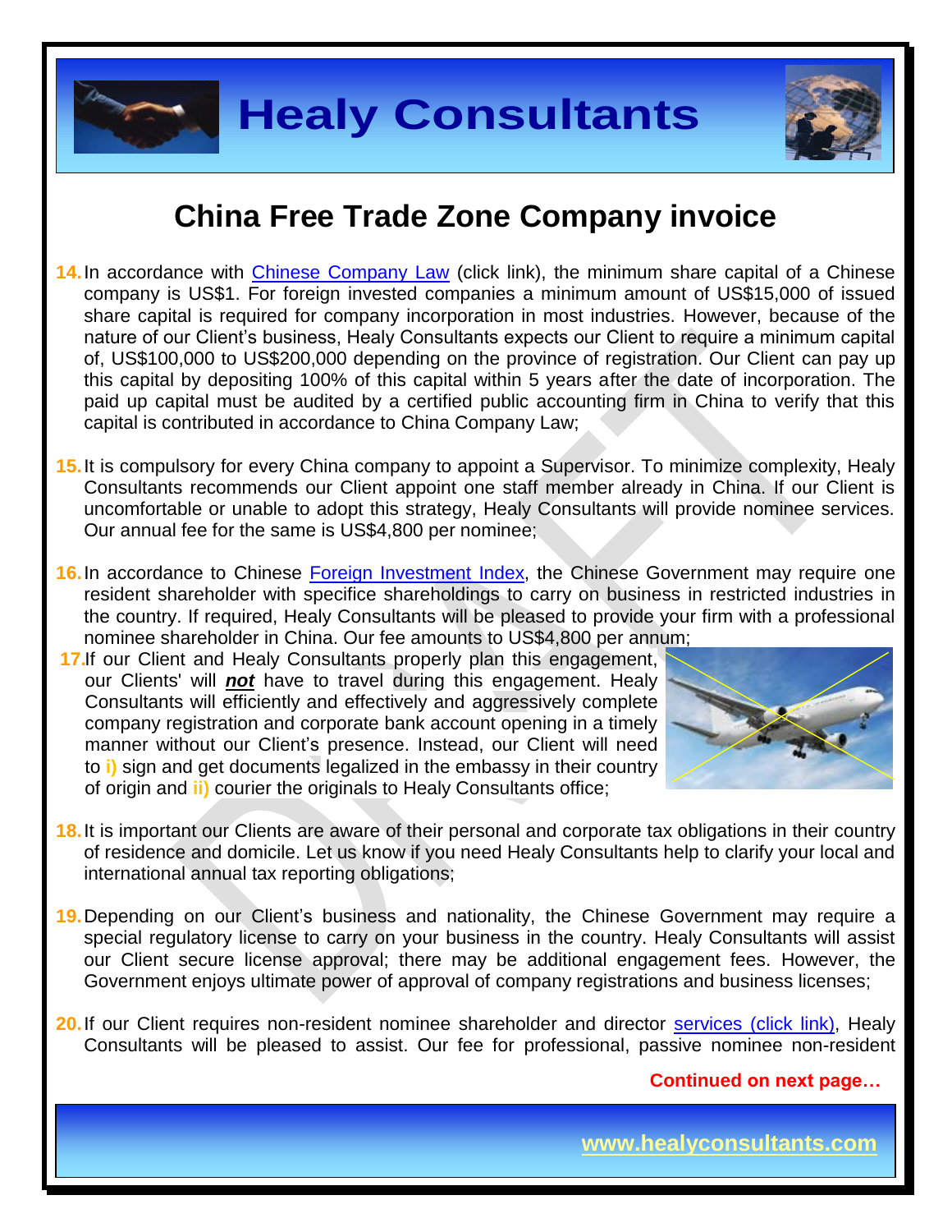# China Free Trade Zone Company invoice

14. In accordance with [Chinese Company Law](click link) (click link), the minimum share capital of a Chinese company is US$1. For foreign invested companies a minimum amount of US$15,000 of issued share capital is required for company incorporation in most industries. However, because of the nature of our Client's business, Healy Consultants expects our Client to require a minimum capital of, US$100,000 to US$200,000 depending on the province of registration. Our Client can pay up this capital by depositing 100% of this capital within 5 years after the date of incorporation. The paid up capital must be audited by a certified public accounting firm in China to verify that this capital is contributed in accordance to China Company Law;

15. It is compulsory for every China company to appoint a Supervisor. To minimize complexity, Healy Consultants recommends our Client appoint one staff member already in China. If our Client is uncomfortable or unable to adopt this strategy, Healy Consultants will provide nominee services. Our annual fee for the same is US$4,800 per nominee;

16. In accordance to Chinese Foreign Investment Index, the Chinese Government may require one resident shareholder with specifice shareholdings to carry on business in restricted industries in the country. If required, Healy Consultants will be pleased to provide your firm with a professional nominee shareholder in China. Our fee amounts to US$4,800 per annum;

17. If our Client and Healy Consultants properly plan this engagement, our Clients' will ***not*** have to travel during this engagement. Healy Consultants will efficiently and effectively and aggressively complete company registration and corporate bank account opening in a timely manner without our Client's presence. Instead, our Client will need to **i)** sign and get documents legalized in the embassy in their country of origin and **ii)** courier the originals to Healy Consultants office;

18. It is important our Clients are aware of their personal and corporate tax obligations in their country of residence and domicile. Let us know if you need Healy Consultants help to clarify your local and international annual tax reporting obligations;

19. Depending on our Client's business and nationality, the Chinese Government may require a special regulatory license to carry on your business in the country. Healy Consultants will assist our Client secure license approval; there may be additional engagement fees. However, the Government enjoys ultimate power of approval of company registrations and business licenses;

20. If our Client requires non-resident nominee shareholder and director services (click link), Healy Consultants will be pleased to assist. Our fee for professional, passive nominee non-resident

**Continued on next page…**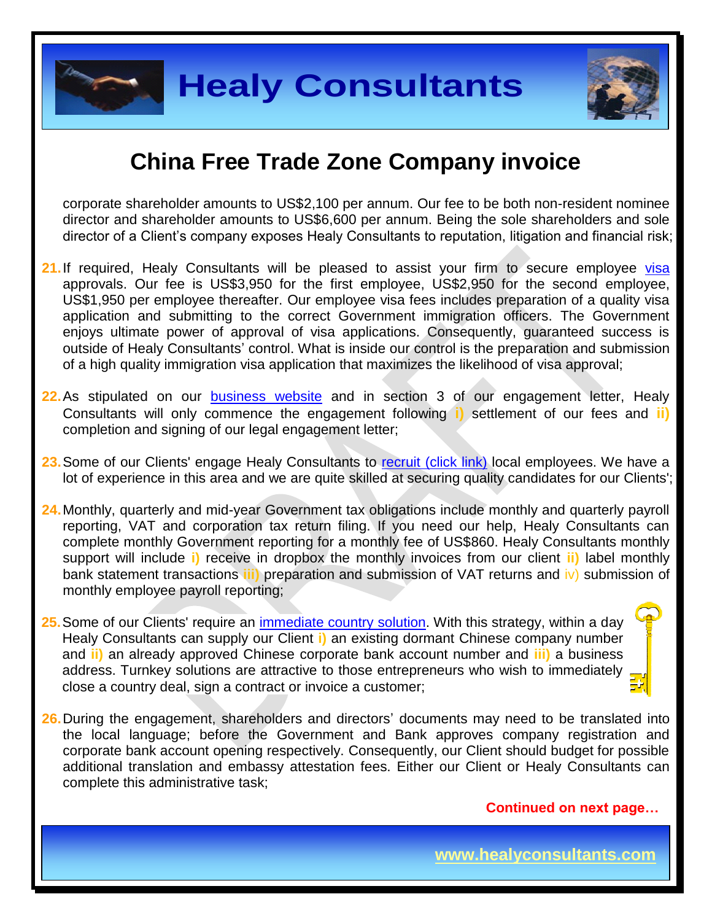# China Free Trade Zone Company invoice

corporate shareholder amounts to US$2,100 per annum. Our fee to be both non-resident nominee director and shareholder amounts to US$6,600 per annum. Being the sole shareholders and sole director of a Client's company exposes Healy Consultants to reputation, litigation and financial risk;

21. If required, Healy Consultants will be pleased to assist your firm to secure employee visa approvals. Our fee is US$3,950 for the first employee, US$2,950 for the second employee, US$1,950 per employee thereafter. Our employee visa fees includes preparation of a quality visa application and submitting to the correct Government immigration officers. The Government enjoys ultimate power of approval of visa applications. Consequently, guaranteed success is outside of Healy Consultants' control. What is inside our control is the preparation and submission of a high quality immigration visa application that maximizes the likelihood of visa approval;

22. As stipulated on our business website and in section 3 of our engagement letter, Healy Consultants will only commence the engagement following **i)** settlement of our fees and **ii)** completion and signing of our legal engagement letter;

23. Some of our Clients' engage Healy Consultants to recruit (click link) local employees. We have a lot of experience in this area and we are quite skilled at securing quality candidates for our Clients';

24. Monthly, quarterly and mid-year Government tax obligations include monthly and quarterly payroll reporting, VAT and corporation tax return filing. If you need our help, Healy Consultants can complete monthly Government reporting for a monthly fee of US$860. Healy Consultants monthly support will include **i)** receive in dropbox the monthly invoices from our client **ii)** label monthly bank statement transactions **iii)** preparation and submission of VAT returns and iv) submission of monthly employee payroll reporting;

25. Some of our Clients' require an immediate country solution. With this strategy, within a day Healy Consultants can supply our Client **i)** an existing dormant Chinese company number and **ii)** an already approved Chinese corporate bank account number and **iii)** a business address. Turnkey solutions are attractive to those entrepreneurs who wish to immediately close a country deal, sign a contract or invoice a customer;

26. During the engagement, shareholders and directors' documents may need to be translated into the local language; before the Government and Bank approves company registration and corporate bank account opening respectively. Consequently, our Client should budget for possible additional translation and embassy attestation fees. Either our Client or Healy Consultants can complete this administrative task;

**Continued on next page…**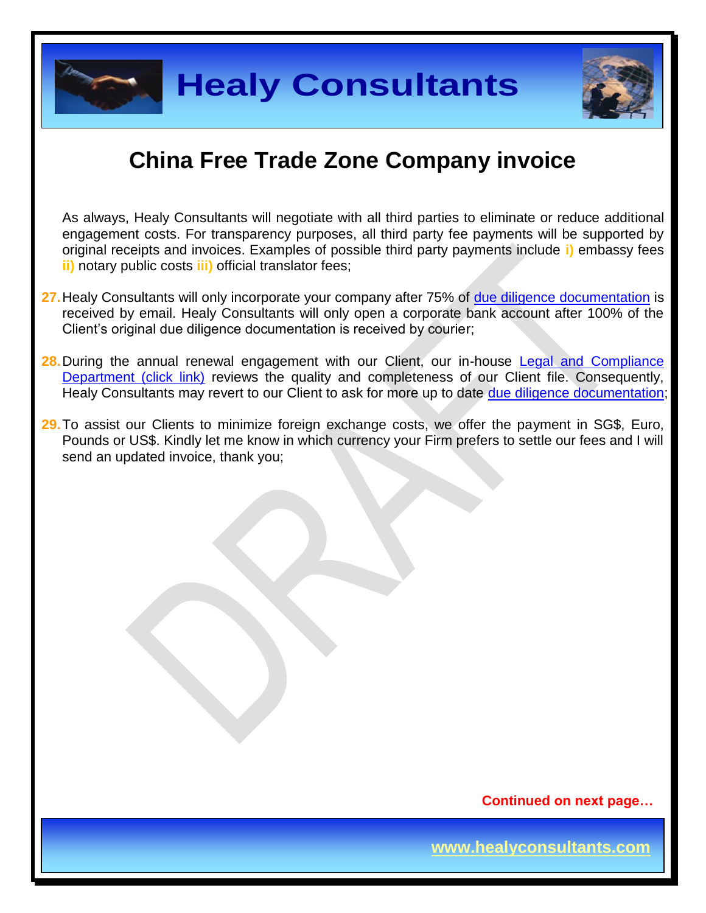# China Free Trade Zone Company invoice

As always, Healy Consultants will negotiate with all third parties to eliminate or reduce additional engagement costs. For transparency purposes, all third party fee payments will be supported by original receipts and invoices. Examples of possible third party payments include **i)** embassy fees **ii)** notary public costs **iii)** official translator fees;

**27.** Healy Consultants will only incorporate your company after 75% of due diligence documentation is received by email. Healy Consultants will only open a corporate bank account after 100% of the Client's original due diligence documentation is received by courier;

**28.** During the annual renewal engagement with our Client, our in-house Legal and Compliance Department (click link) reviews the quality and completeness of our Client file. Consequently, Healy Consultants may revert to our Client to ask for more up to date due diligence documentation;

**29.** To assist our Clients to minimize foreign exchange costs, we offer the payment in SG$, Euro, Pounds or US$. Kindly let me know in which currency your Firm prefers to settle our fees and I will send an updated invoice, thank you;

**Continued on next page…**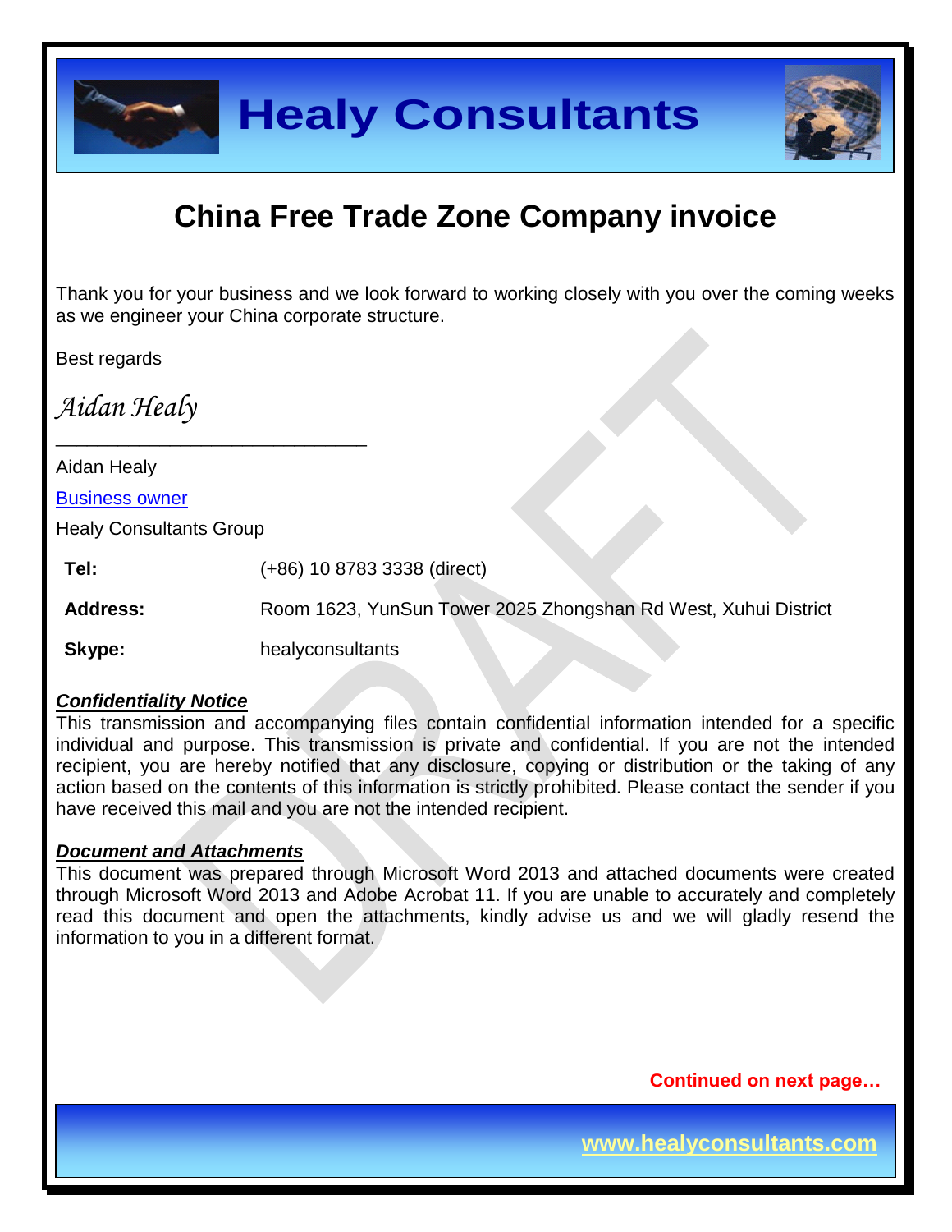# China Free Trade Zone Company invoice

Thank you for your business and we look forward to working closely with you over the coming weeks as we engineer your China corporate structure.

Best regards

*Aidan Healy*

______________________________

Aidan Healy

Business owner

Healy Consultants Group

| | |
|---|---|
| **Tel:** | (+86) 10 8783 3338 (direct) |
| **Address:** | Room 1623, YunSun Tower 2025 Zhongshan Rd West, Xuhui District |
| **Skype:** | healyconsultants |

***Confidentiality Notice***

This transmission and accompanying files contain confidential information intended for a specific individual and purpose. This transmission is private and confidential. If you are not the intended recipient, you are hereby notified that any disclosure, copying or distribution or the taking of any action based on the contents of this information is strictly prohibited. Please contact the sender if you have received this mail and you are not the intended recipient.

***Document and Attachments***

This document was prepared through Microsoft Word 2013 and attached documents were created through Microsoft Word 2013 and Adobe Acrobat 11. If you are unable to accurately and completely read this document and open the attachments, kindly advise us and we will gladly resend the information to you in a different format.

**Continued on next page…**